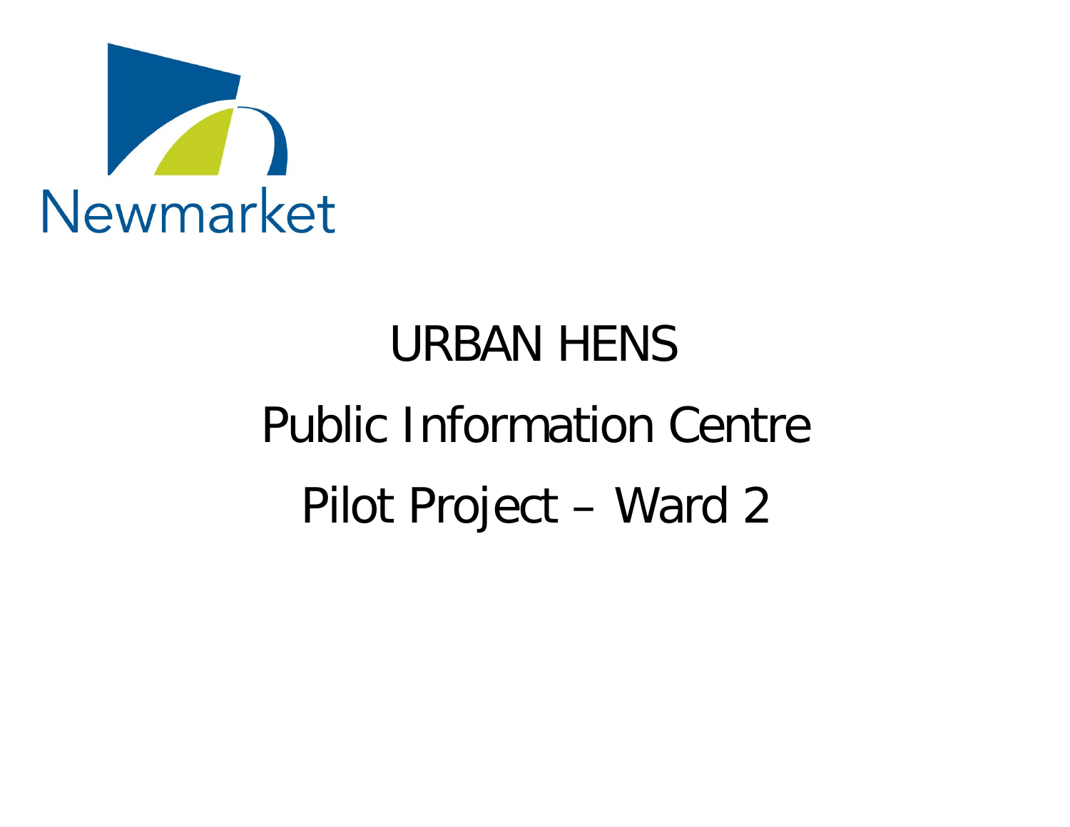Newmarket

# URBAN HENS

## Public Information Centre

## Pilot Project – Ward 2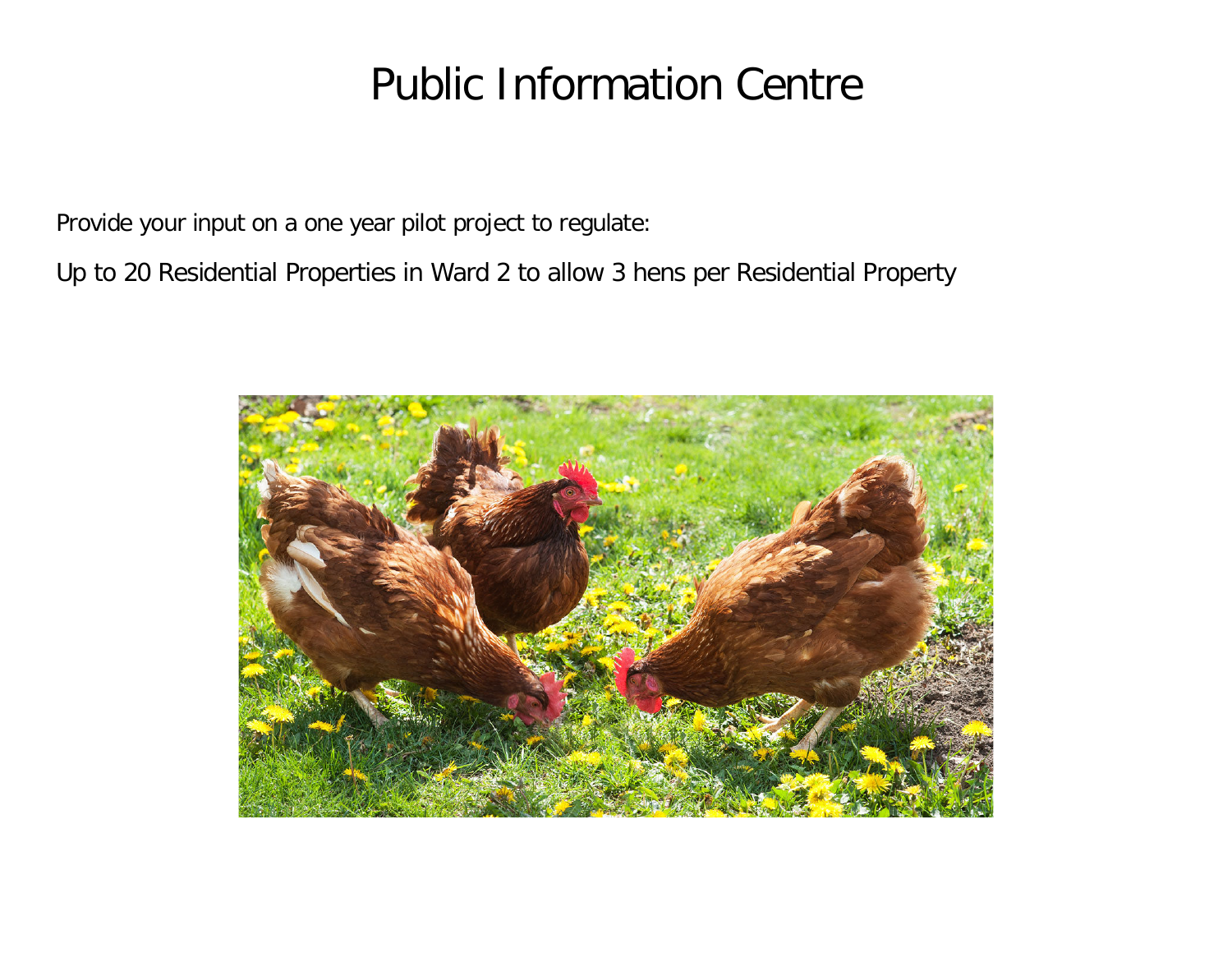# Public Information Centre

Provide your input on a one year pilot project to regulate:

Up to 20 Residential Properties in Ward 2 to allow 3 hens per Residential Property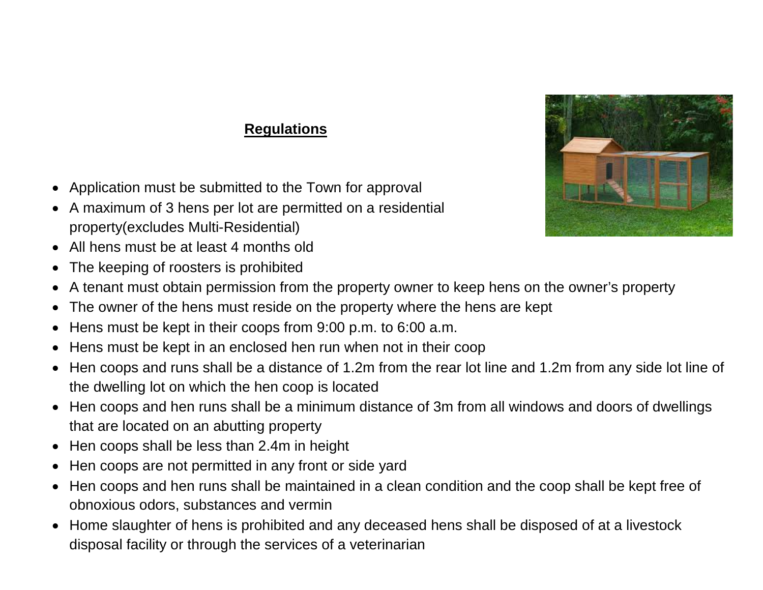## Regulations

- Application must be submitted to the Town for approval
- A maximum of 3 hens per lot are permitted on a residential property(excludes Multi-Residential)
- All hens must be at least 4 months old
- The keeping of roosters is prohibited
- A tenant must obtain permission from the property owner to keep hens on the owner's property
- The owner of the hens must reside on the property where the hens are kept
- Hens must be kept in their coops from 9:00 p.m. to 6:00 a.m.
- Hens must be kept in an enclosed hen run when not in their coop
- Hen coops and runs shall be a distance of 1.2m from the rear lot line and 1.2m from any side lot line of the dwelling lot on which the hen coop is located
- Hen coops and hen runs shall be a minimum distance of 3m from all windows and doors of dwellings that are located on an abutting property
- Hen coops shall be less than 2.4m in height
- Hen coops are not permitted in any front or side yard
- Hen coops and hen runs shall be maintained in a clean condition and the coop shall be kept free of obnoxious odors, substances and vermin
- Home slaughter of hens is prohibited and any deceased hens shall be disposed of at a livestock disposal facility or through the services of a veterinarian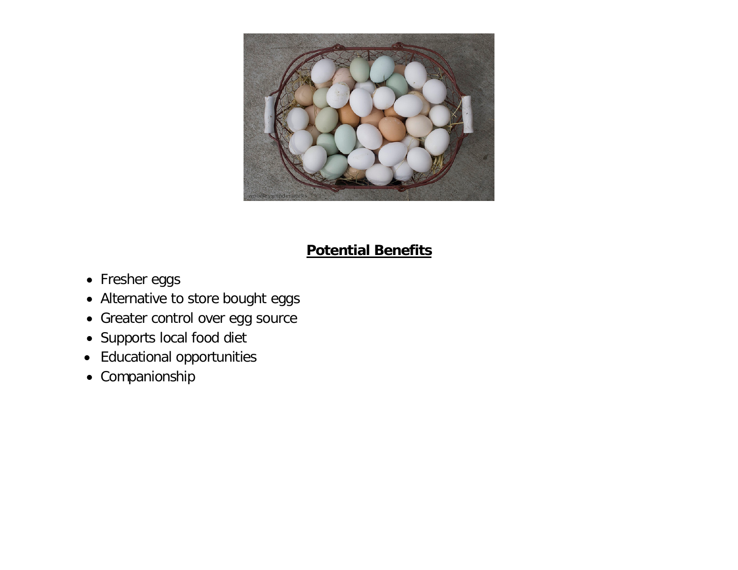## Potential Benefits

- Fresher eggs
- Alternative to store bought eggs
- Greater control over egg source
- Supports local food diet
- Educational opportunities
- Companionship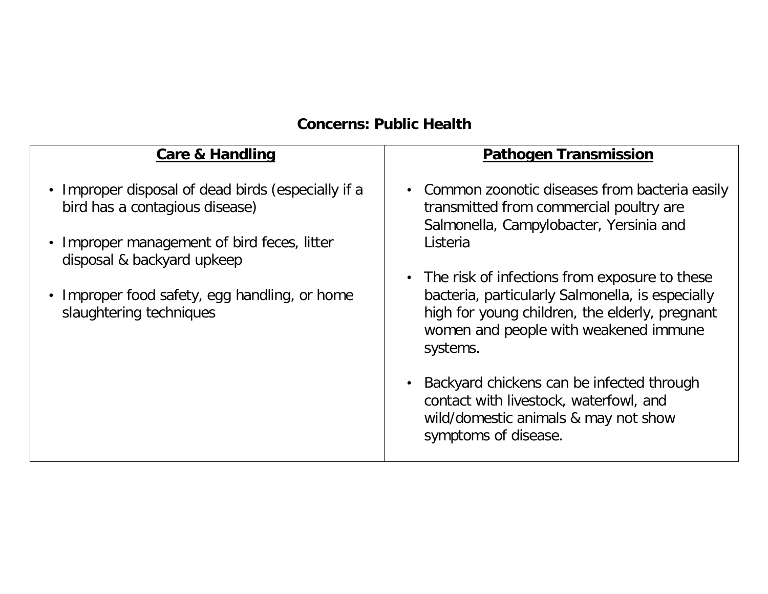## Concerns: Public Health

| Care & Handling | Pathogen Transmission |
| --- | --- |
| • Improper disposal of dead birds (especially if a bird has a contagious disease)<br><br>• Improper management of bird feces, litter disposal & backyard upkeep<br><br>• Improper food safety, egg handling, or home slaughtering techniques | • Common zoonotic diseases from bacteria easily transmitted from commercial poultry are Salmonella, Campylobacter, Yersinia and Listeria<br><br>• The risk of infections from exposure to these bacteria, particularly Salmonella, is especially high for young children, the elderly, pregnant women and people with weakened immune systems.<br><br>• Backyard chickens can be infected through contact with livestock, waterfowl, and wild/domestic animals & may not show symptoms of disease. |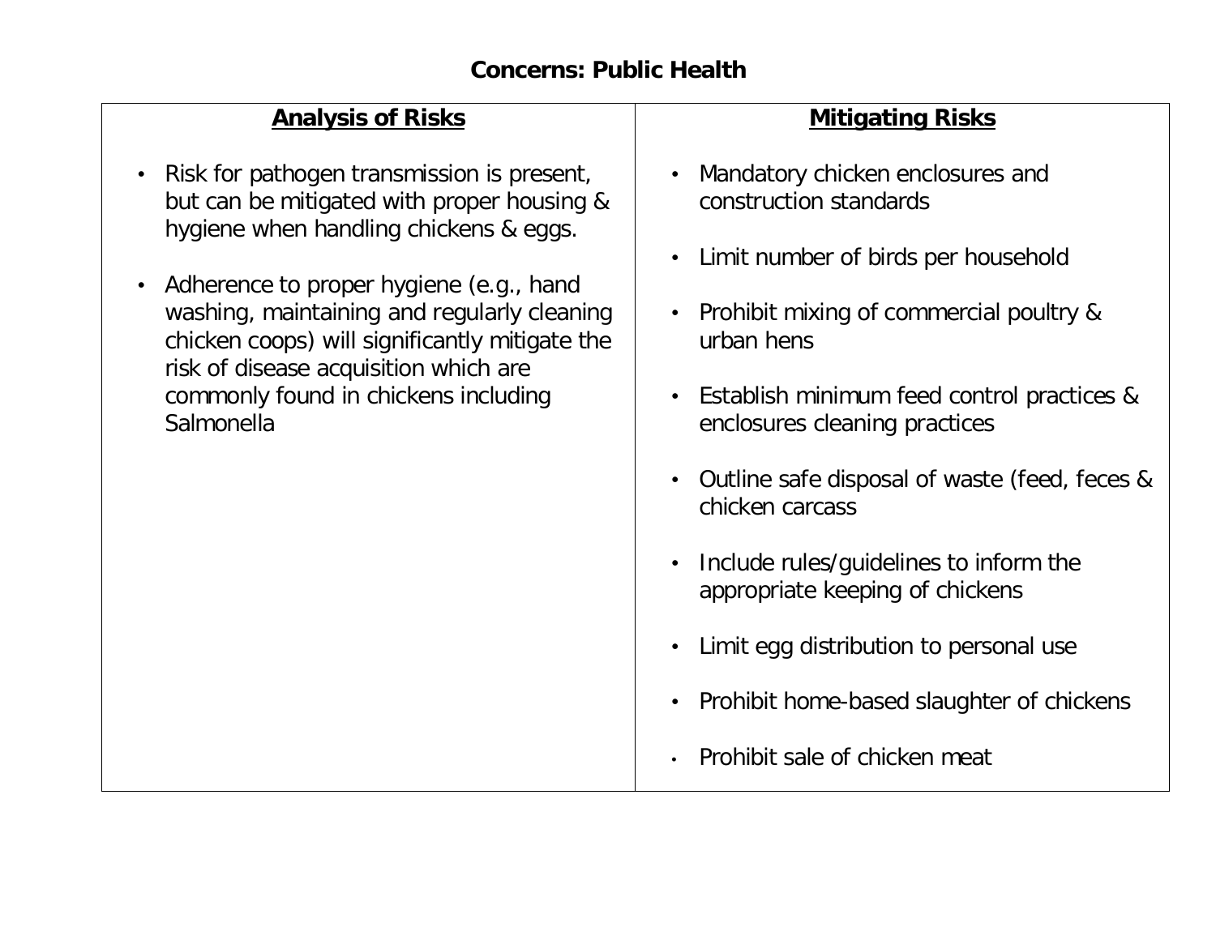## Concerns: Public Health

| **Analysis of Risks** | **Mitigating Risks** |
| --- | --- |
| • Risk for pathogen transmission is present, but can be mitigated with proper housing & hygiene when handling chickens & eggs.<br><br>• Adherence to proper hygiene (e.g., hand washing, maintaining and regularly cleaning chicken coops) will significantly mitigate the risk of disease acquisition which are commonly found in chickens including Salmonella | • Mandatory chicken enclosures and construction standards<br><br>• Limit number of birds per household<br><br>• Prohibit mixing of commercial poultry & urban hens<br><br>• Establish minimum feed control practices & enclosures cleaning practices<br><br>• Outline safe disposal of waste (feed, feces & chicken carcass<br><br>• Include rules/guidelines to inform the appropriate keeping of chickens<br><br>• Limit egg distribution to personal use<br><br>• Prohibit home-based slaughter of chickens<br><br>• Prohibit sale of chicken meat |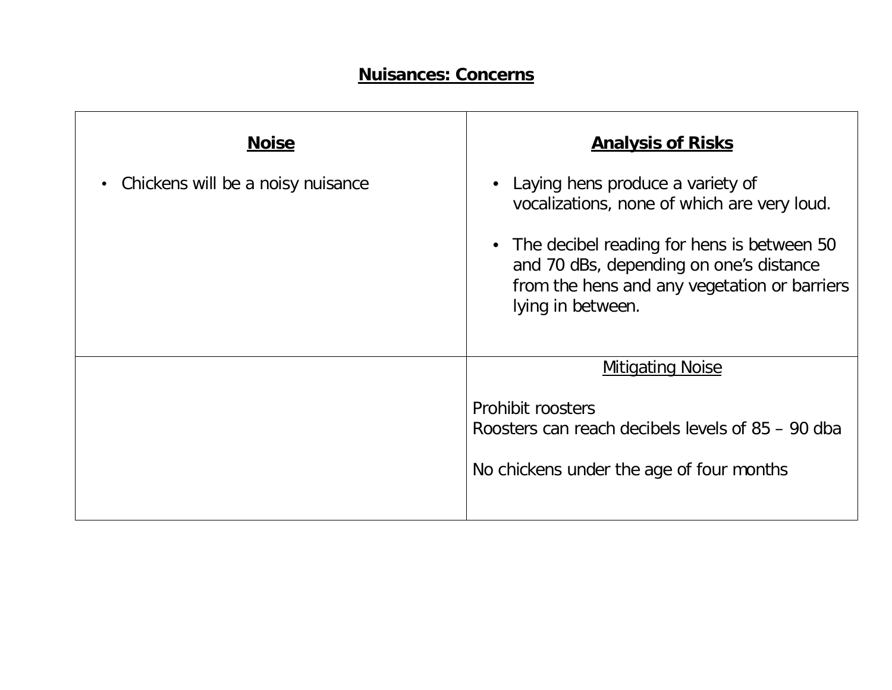## Nuisances: Concerns

| **Noise** | **Analysis of Risks** |
| --- | --- |
| • Chickens will be a noisy nuisance | • Laying hens produce a variety of vocalizations, none of which are very loud.<br><br>• The decibel reading for hens is between 50 and 70 dBs, depending on one's distance from the hens and any vegetation or barriers lying in between. |
| | Mitigating Noise<br><br>Prohibit roosters<br>Roosters can reach decibels levels of 85 – 90 dba<br><br>No chickens under the age of four months |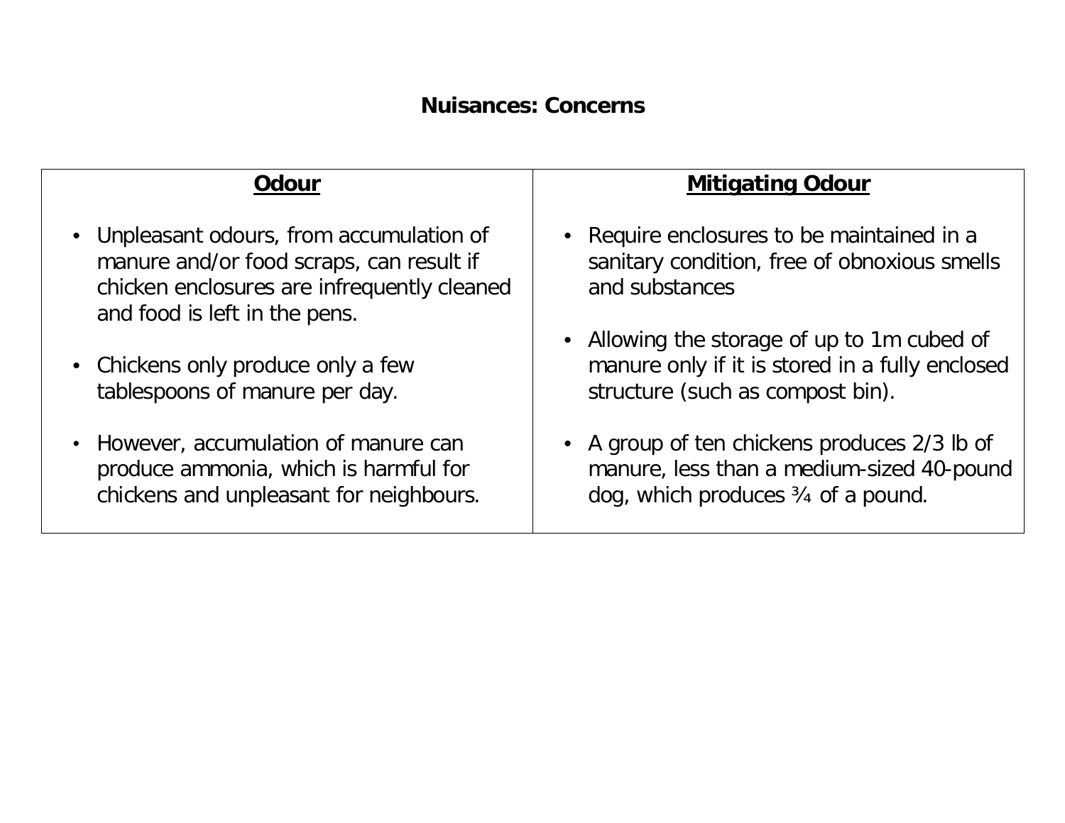# Nuisances: Concerns

| Odour | Mitigating Odour |
|---|---|
| • Unpleasant odours, from accumulation of manure and/or food scraps, can result if chicken enclosures are infrequently cleaned and food is left in the pens.<br><br>• Chickens only produce only a few tablespoons of manure per day.<br><br>• However, accumulation of manure can produce ammonia, which is harmful for chickens and unpleasant for neighbours. | • Require enclosures to be maintained in a sanitary condition, free of obnoxious smells and substances<br><br>• Allowing the storage of up to 1m cubed of manure only if it is stored in a fully enclosed structure (such as compost bin).<br><br>• A group of ten chickens produces 2/3 lb of manure, less than a medium-sized 40-pound dog, which produces ¾ of a pound. |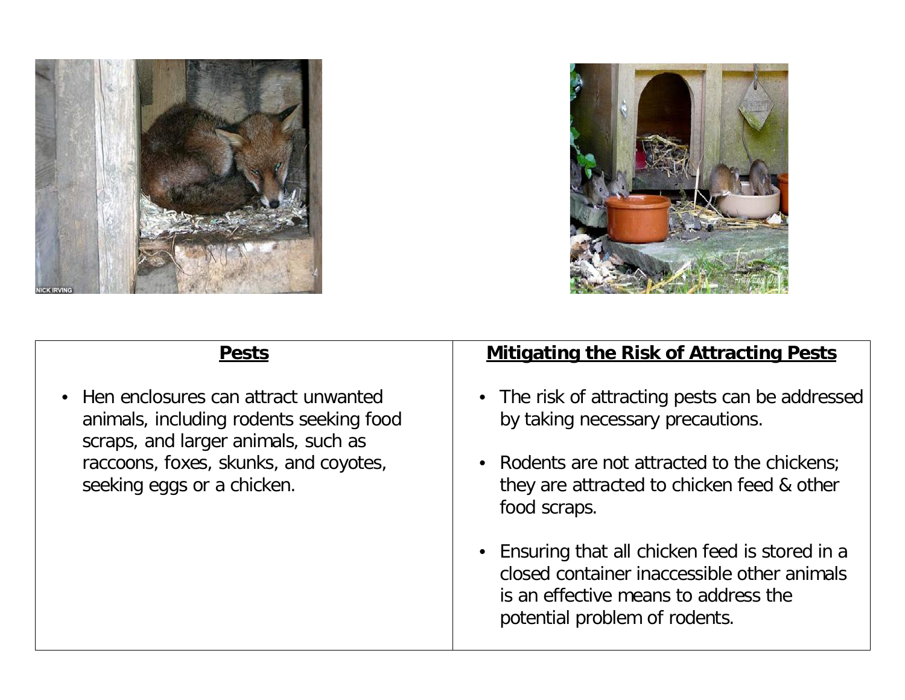| Pests | Mitigating the Risk of Attracting Pests |
| --- | --- |
| • Hen enclosures can attract unwanted animals, including rodents seeking food scraps, and larger animals, such as raccoons, foxes, skunks, and coyotes, seeking eggs or a chicken. | • The risk of attracting pests can be addressed by taking necessary precautions.<br><br>• Rodents are not attracted to the chickens; they are attracted to chicken feed & other food scraps.<br><br>• Ensuring that all chicken feed is stored in a closed container inaccessible other animals is an effective means to address the potential problem of rodents. |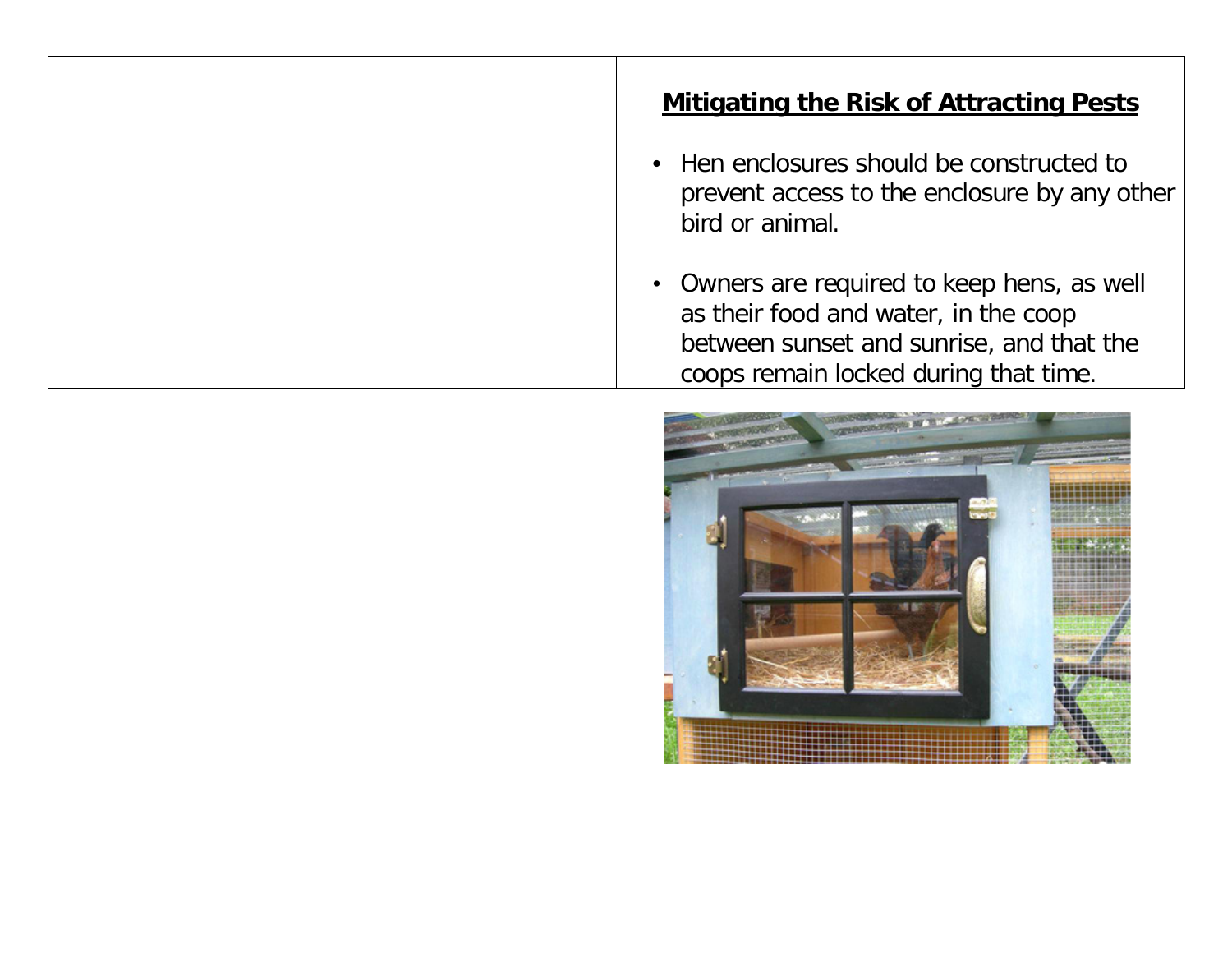## Mitigating the Risk of Attracting Pests

- Hen enclosures should be constructed to prevent access to the enclosure by any other bird or animal.
- Owners are required to keep hens, as well as their food and water, in the coop between sunset and sunrise, and that the coops remain locked during that time.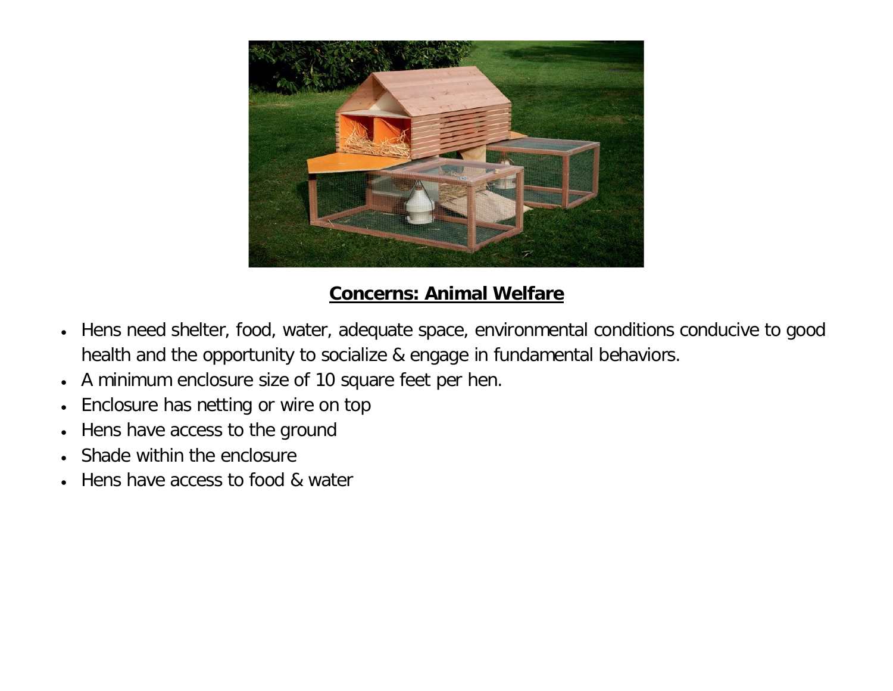## **Concerns: Animal Welfare**

- Hens need shelter, food, water, adequate space, environmental conditions conducive to good health and the opportunity to socialize & engage in fundamental behaviors.
- A minimum enclosure size of 10 square feet per hen.
- Enclosure has netting or wire on top
- Hens have access to the ground
- Shade within the enclosure
- Hens have access to food & water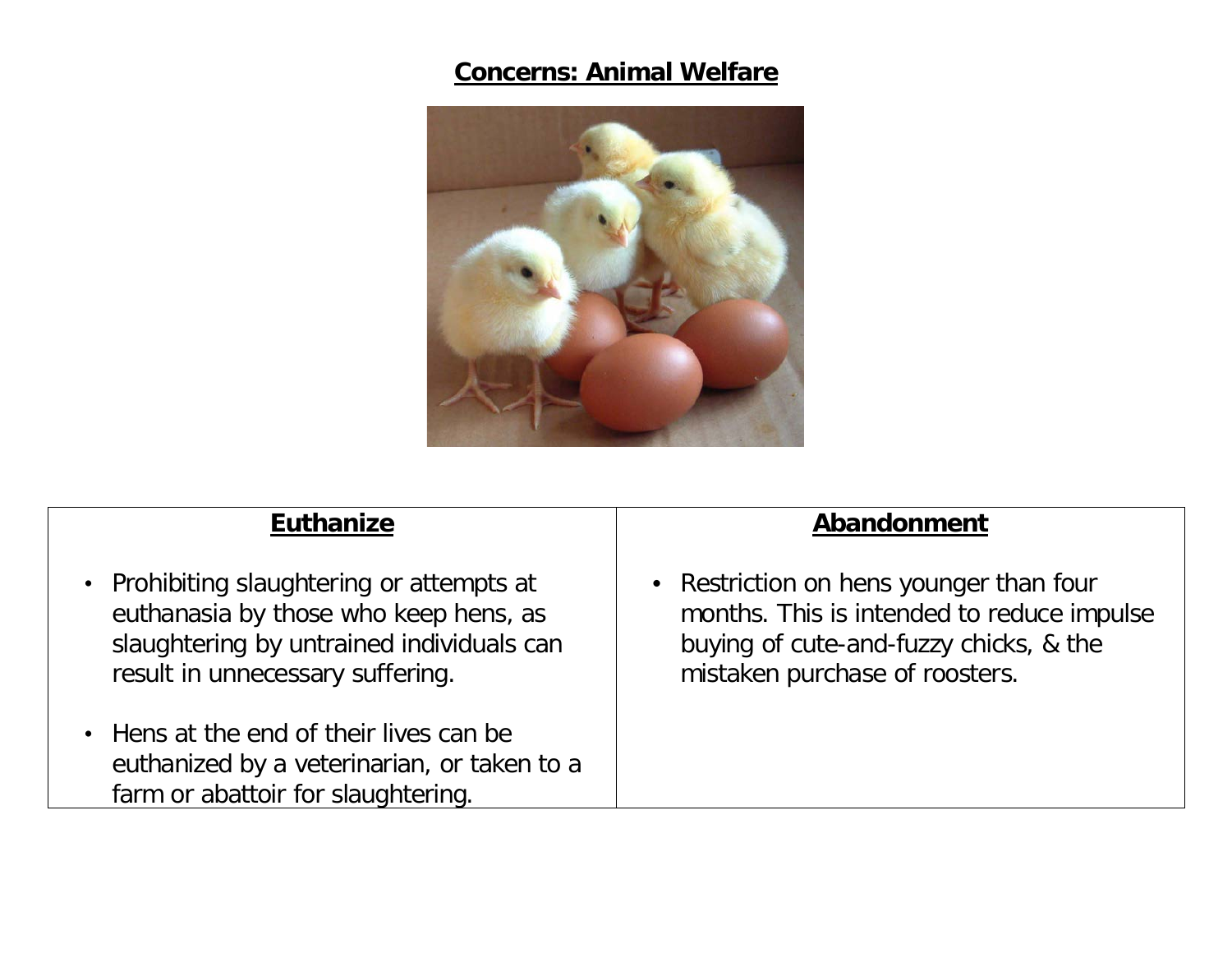## Concerns: Animal Welfare

| Euthanize | Abandonment |
|---|---|
| • Prohibiting slaughtering or attempts at euthanasia by those who keep hens, as slaughtering by untrained individuals can result in unnecessary suffering.<br><br>• Hens at the end of their lives can be euthanized by a veterinarian, or taken to a farm or abattoir for slaughtering. | • Restriction on hens younger than four months. This is intended to reduce impulse buying of cute-and-fuzzy chicks, & the mistaken purchase of roosters. |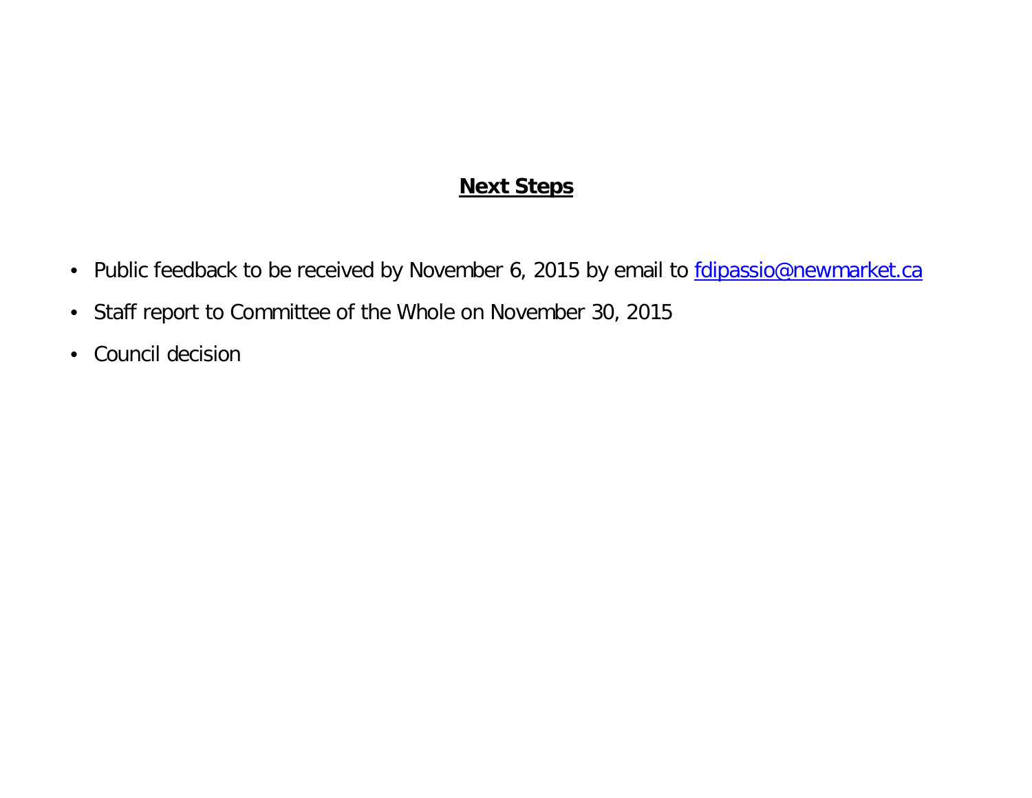## **Next Steps**

- Public feedback to be received by November 6, 2015 by email to fdipassio@newmarket.ca
- Staff report to Committee of the Whole on November 30, 2015
- Council decision